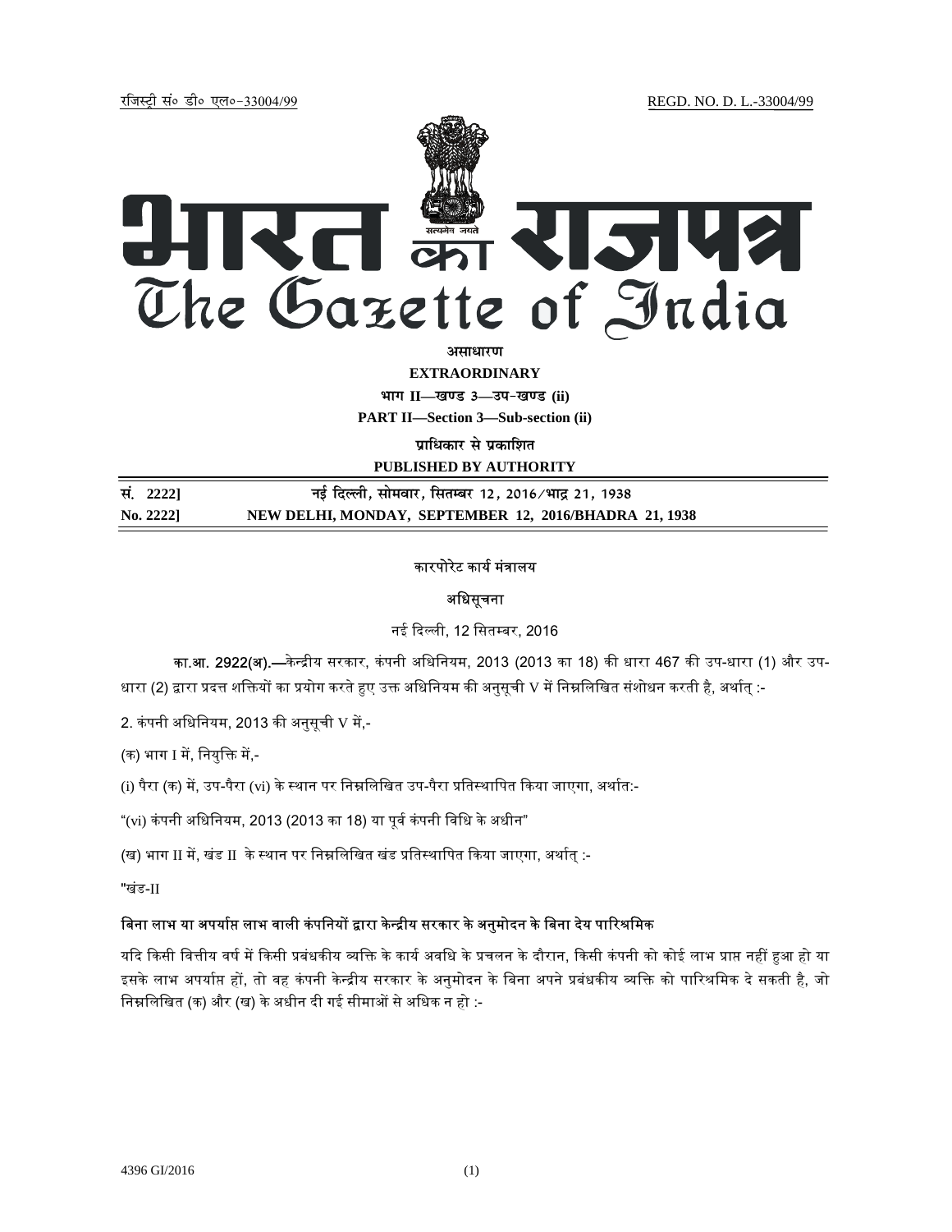रजिस्ट्री सं० डी० एल०-33004/99 REGD. NO. D. L.-33004/99

# भारत का राजपत्र
# The Gazette of India

**असाधारण**

**EXTRAORDINARY**

**भाग II—खण्ड 3—उप-खण्ड (ii)**

**PART II—Section 3—Sub-section (ii)**

**प्राधिकार से प्रकाशित**

**PUBLISHED BY AUTHORITY**

| सं. 2222] | नई दिल्ली, सोमवार, सितम्बर 12, 2016/भाद्र 21, 1938 |
|---|---|
| **No. 2222]** | **NEW DELHI, MONDAY, SEPTEMBER 12, 2016/BHADRA 21, 1938** |

कारपोरेट कार्य मंत्रालय

अधिसूचना

नई दिल्ली, 12 सितम्बर, 2016

**का.आ. 2922(अ).—**केन्द्रीय सरकार, कंपनी अधिनियम, 2013 (2013 का 18) की धारा 467 की उप-धारा (1) और उप-धारा (2) द्वारा प्रदत्त शक्तियों का प्रयोग करते हुए उक्त अधिनियम की अनुसूची V में निम्नलिखित संशोधन करती है, अर्थात् :-

2. कंपनी अधिनियम, 2013 की अनुसूची V में,-

(क) भाग I में, नियुक्ति में,-

(i) पैरा (क) में, उप-पैरा (vi) के स्थान पर निम्नलिखित उप-पैरा प्रतिस्थापित किया जाएगा, अर्थात:-

"(vi) कंपनी अधिनियम, 2013 (2013 का 18) या पूर्व कंपनी विधि के अधीन"

(ख) भाग II में, खंड II के स्थान पर निम्नलिखित खंड प्रतिस्थापित किया जाएगा, अर्थात् :-

"खंड-II

**बिना लाभ या अपर्याप्त लाभ वाली कंपनियों द्वारा केन्द्रीय सरकार के अनुमोदन के बिना देय पारिश्रमिक**

यदि किसी वित्तीय वर्ष में किसी प्रबंधकीय व्यक्ति के कार्य अवधि के प्रचलन के दौरान, किसी कंपनी को कोई लाभ प्राप्त नहीं हुआ हो या इसके लाभ अपर्याप्त हों, तो वह कंपनी केन्द्रीय सरकार के अनुमोदन के बिना अपने प्रबंधकीय व्यक्ति को पारिश्रमिक दे सकती है, जो निम्नलिखित (क) और (ख) के अधीन दी गई सीमाओं से अधिक न हो :-

4396 GI/2016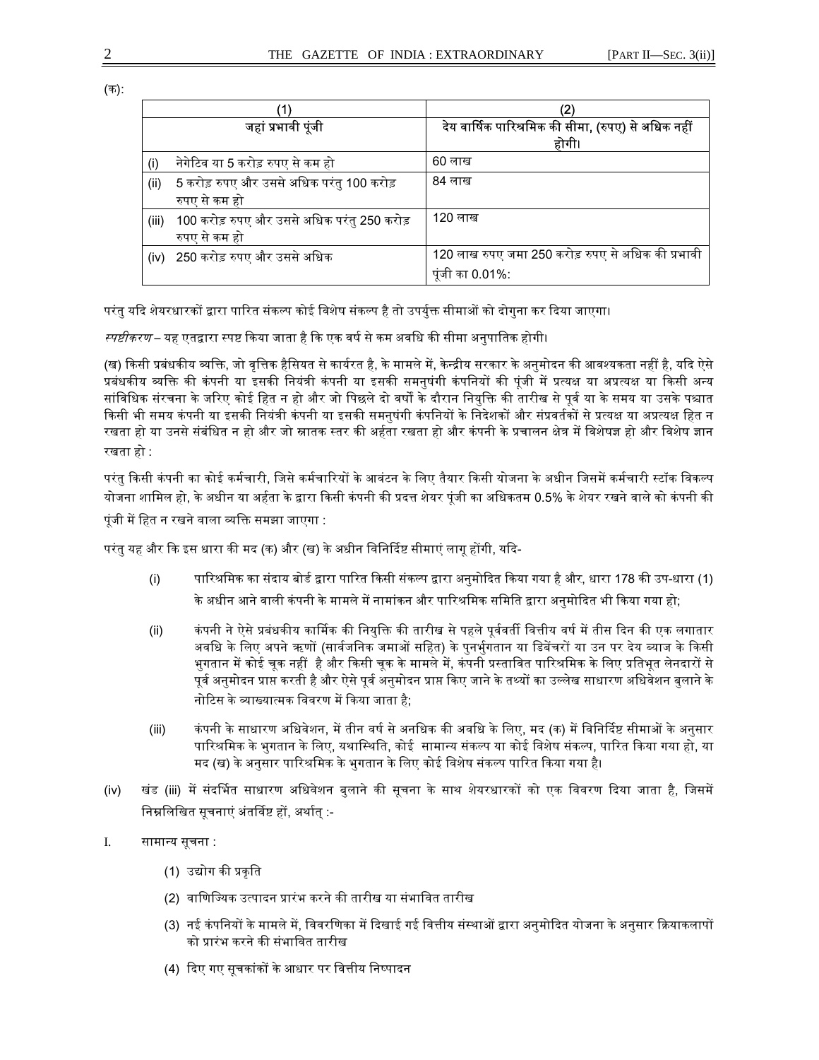(क):

| (1) | (2) |
|---|---|
| जहां प्रभावी पूंजी | देय वार्षिक पारिश्रमिक की सीमा, (रुपए) से अधिक नहीं होगी। |
| (i) नेगेटिव या 5 करोड़ रुपए से कम हो | 60 लाख |
| (ii) 5 करोड़ रुपए और उससे अधिक परंतु 100 करोड़ रुपए से कम हो | 84 लाख |
| (iii) 100 करोड़ रुपए और उससे अधिक परंतु 250 करोड़ रुपए से कम हो | 120 लाख |
| (iv) 250 करोड़ रुपए और उससे अधिक | 120 लाख रुपए जमा 250 करोड़ रुपए से अधिक की प्रभावी पूंजी का 0.01%: |

परंतु यदि शेयरधारकों द्वारा पारित संकल्प कोई विशेष संकल्प है तो उपर्युक्त सीमाओं को दोगुना कर दिया जाएगा।

*स्पष्टीकरण* – यह एतद्वारा स्पष्ट किया जाता है कि एक वर्ष से कम अवधि की सीमा अनुपातिक होगी।

(ख) किसी प्रबंधकीय व्यक्ति, जो वृत्तिक हैसियत से कार्यरत है, के मामले में, केन्द्रीय सरकार के अनुमोदन की आवश्यकता नहीं है, यदि ऐसे प्रबंधकीय व्यक्ति की कंपनी या इसकी नियंत्री कंपनी या इसकी समनुषंगी कंपनियों की पूंजी में प्रत्यक्ष या अप्रत्यक्ष या किसी अन्य सांविधिक संरचना के जरिए कोई हित न हो और जो पिछले दो वर्षों के दौरान नियुक्ति की तारीख से पूर्व या के समय या उसके पश्चात किसी भी समय कंपनी या इसकी नियंत्री कंपनी या इसकी समनुषंगी कंपनियों के निदेशकों और संप्रवर्तकों से प्रत्यक्ष या अप्रत्यक्ष हित न रखता हो या उनसे संबंधित न हो और जो स्नातक स्तर की अर्हता रखता हो और कंपनी के प्रचालन क्षेत्र में विशेषज्ञ हो और विशेष ज्ञान रखता हो :

परंतु किसी कंपनी का कोई कर्मचारी, जिसे कर्मचारियों के आवंटन के लिए तैयार किसी योजना के अधीन जिसमें कर्मचारी स्टॉक विकल्प योजना शामिल हो, के अधीन या अर्हता के द्वारा किसी कंपनी की प्रदत्त शेयर पूंजी का अधिकतम 0.5% के शेयर रखने वाले को कंपनी की पूंजी में हित न रखने वाला व्यक्ति समझा जाएगा :

परंतु यह और कि इस धारा की मद (क) और (ख) के अधीन विनिर्दिष्ट सीमाएं लागू होंगी, यदि-

(i) पारिश्रमिक का संदाय बोर्ड द्वारा पारित किसी संकल्प द्वारा अनुमोदित किया गया है और, धारा 178 की उप-धारा (1) के अधीन आने वाली कंपनी के मामले में नामांकन और पारिश्रमिक समिति द्वारा अनुमोदित भी किया गया हो;

(ii) कंपनी ने ऐसे प्रबंधकीय कार्मिक की नियुक्ति की तारीख से पहले पूर्ववर्ती वित्तीय वर्ष में तीस दिन की एक लगातार अवधि के लिए अपने ऋणों (सार्वजनिक जमाओं सहित) के पुनर्भुगतान या डिबेंचरों या उन पर देय ब्याज के किसी भुगतान में कोई चूक नहीं है और किसी चूक के मामले में, कंपनी प्रस्तावित पारिश्रमिक के लिए प्रतिभूत लेनदारों से पूर्व अनुमोदन प्राप्त करती है और ऐसे पूर्व अनुमोदन प्राप्त किए जाने के तथ्यों का उल्लेख साधारण अधिवेशन बुलाने के नोटिस के व्याख्यात्मक विवरण में किया जाता है;

(iii) कंपनी के साधारण अधिवेशन, में तीन वर्ष से अनधिक की अवधि के लिए, मद (क) में विनिर्दिष्ट सीमाओं के अनुसार पारिश्रमिक के भुगतान के लिए, यथास्थिति, कोई सामान्य संकल्प या कोई विशेष संकल्प, पारित किया गया हो, या मद (ख) के अनुसार पारिश्रमिक के भुगतान के लिए कोई विशेष संकल्प पारित किया गया है।

(iv) खंड (iii) में संदर्भित साधारण अधिवेशन बुलाने की सूचना के साथ शेयरधारकों को एक विवरण दिया जाता है, जिसमें निम्नलिखित सूचनाएं अंतर्विष्ट हों, अर्थात् :-

I. सामान्य सूचना :

(1) उद्योग की प्रकृति

(2) वाणिज्यिक उत्पादन प्रारंभ करने की तारीख या संभावित तारीख

(3) नई कंपनियों के मामले में, विवरणिका में दिखाई गई वित्तीय संस्थाओं द्वारा अनुमोदित योजना के अनुसार क्रियाकलापों को प्रारंभ करने की संभावित तारीख

(4) दिए गए सूचकांकों के आधार पर वित्तीय निष्पादन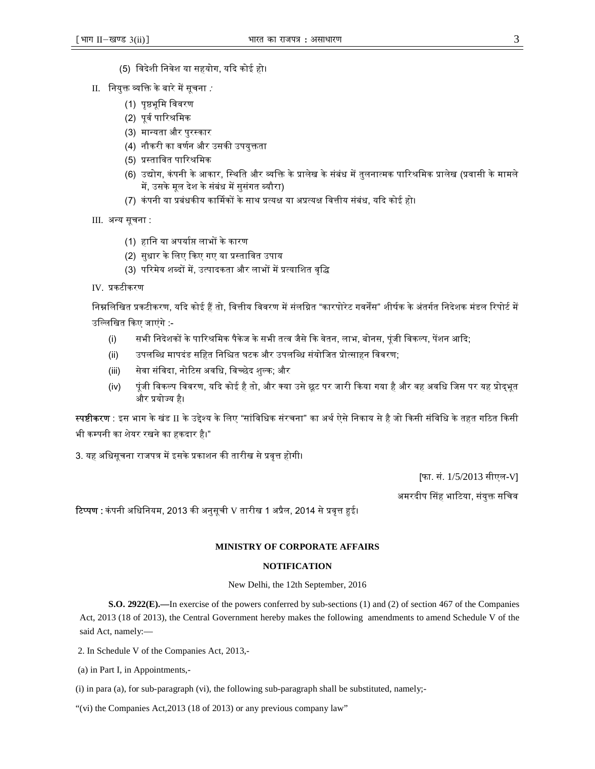(5) विदेशी निवेश या सहयोग, यदि कोई हो।

II. नियुक्त व्यक्ति के बारे में सूचना :

(1) पृष्ठभूमि विवरण
(2) पूर्व पारिश्रमिक
(3) मान्यता और पुरस्कार
(4) नौकरी का वर्णन और उसकी उपयुक्तता
(5) प्रस्तावित पारिश्रमिक
(6) उद्योग, कंपनी के आकार, स्थिति और व्यक्ति के प्रालेख के संबंध में तुलनात्मक पारिश्रमिक प्रालेख (प्रवासी के मामले में, उसके मूल देश के संबंध में सुसंगत ब्यौरा)
(7) कंपनी या प्रबंधकीय कार्मिकों के साथ प्रत्यक्ष या अप्रत्यक्ष वित्तीय संबंध, यदि कोई हो।

III. अन्य सूचना :

(1) हानि या अपर्याप्त लाभों के कारण
(2) सुधार के लिए किए गए या प्रस्तावित उपाय
(3) परिमेय शब्दों में, उत्पादकता और लाभों में प्रत्याशित वृद्धि

IV. प्रकटीकरण

निम्नलिखित प्रकटीकरण, यदि कोई हैं तो, वित्तीय विवरण में संलग्नित "कारपोरेट गवर्नेंस" शीर्षक के अंतर्गत निदेशक मंडल रिपोर्ट में उल्लिखित किए जाएंगे :-

(i) सभी निदेशकों के पारिश्रमिक पैकेज के सभी तत्व जैसे कि वेतन, लाभ, बोनस, पूंजी विकल्प, पेंशन आदि;
(ii) उपलब्धि मापदंड सहित निश्चित घटक और उपलब्धि संयोजित प्रोत्साहन विवरण;
(iii) सेवा संविदा, नोटिस अवधि, विच्छेद शुल्क; और
(iv) पूंजी विकल्प विवरण, यदि कोई है तो, और क्या उसे छूट पर जारी किया गया है और वह अवधि जिस पर यह प्रोद्भूत और प्रयोज्य है।

**स्पष्टीकरण** : इस भाग के खंड II के उद्देश्य के लिए "सांविधिक संरचना" का अर्थ ऐसे निकाय से है जो किसी संविधि के तहत गठित किसी भी कम्पनी का शेयर रखने का हकदार है।"

3. यह अधिसूचना राजपत्र में इसके प्रकाशन की तारीख से प्रवृत्त होगी।

[फा. सं. 1/5/2013 सीएल-V]

अमरदीप सिंह भाटिया, संयुक्त सचिव

**टिप्पण :** कंपनी अधिनियम, 2013 की अनुसूची V तारीख 1 अप्रैल, 2014 से प्रवृत्त हुई।

**MINISTRY OF CORPORATE AFFAIRS**

**NOTIFICATION**

New Delhi, the 12th September, 2016

**S.O. 2922(E).—**In exercise of the powers conferred by sub-sections (1) and (2) of section 467 of the Companies Act, 2013 (18 of 2013), the Central Government hereby makes the following amendments to amend Schedule V of the said Act, namely:—

2. In Schedule V of the Companies Act, 2013,-

(a) in Part I, in Appointments,-

(i) in para (a), for sub-paragraph (vi), the following sub-paragraph shall be substituted, namely;-

"(vi) the Companies Act,2013 (18 of 2013) or any previous company law"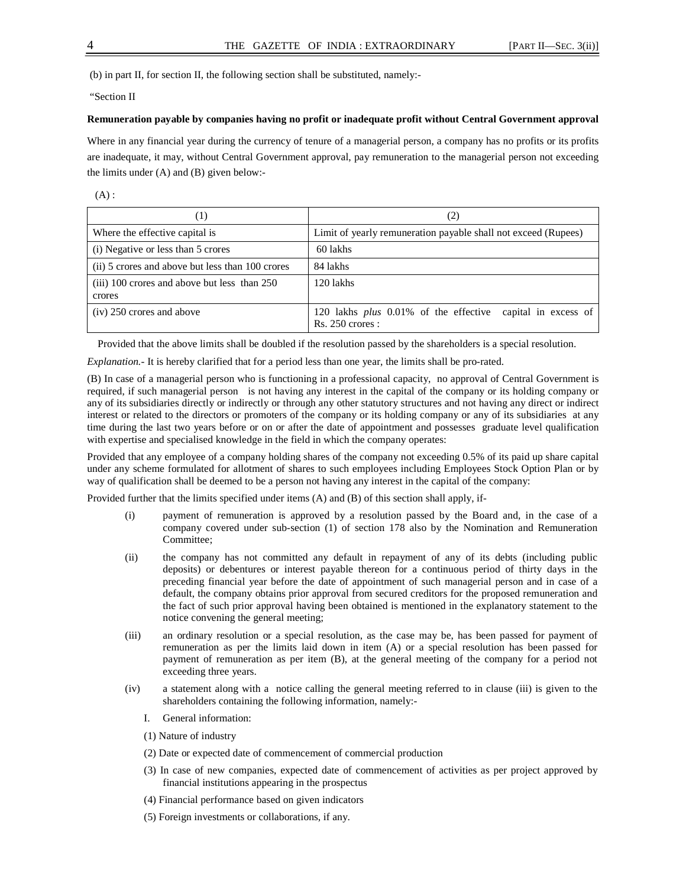(b) in part II, for section II, the following section shall be substituted, namely:-

"Section II

**Remuneration payable by companies having no profit or inadequate profit without Central Government approval**

Where in any financial year during the currency of tenure of a managerial person, a company has no profits or its profits are inadequate, it may, without Central Government approval, pay remuneration to the managerial person not exceeding the limits under (A) and (B) given below:-

(A) :

| (1) | (2) |
|---|---|
| Where the effective capital is | Limit of yearly remuneration payable shall not exceed (Rupees) |
| (i) Negative or less than 5 crores | 60 lakhs |
| (ii) 5 crores and above but less than 100 crores | 84 lakhs |
| (iii) 100 crores and above but less than 250 crores | 120 lakhs |
| (iv) 250 crores and above | 120 lakhs *plus* 0.01% of the effective capital in excess of Rs. 250 crores : |

Provided that the above limits shall be doubled if the resolution passed by the shareholders is a special resolution.

*Explanation*.- It is hereby clarified that for a period less than one year, the limits shall be pro-rated.

(B) In case of a managerial person who is functioning in a professional capacity, no approval of Central Government is required, if such managerial person is not having any interest in the capital of the company or its holding company or any of its subsidiaries directly or indirectly or through any other statutory structures and not having any direct or indirect interest or related to the directors or promoters of the company or its holding company or any of its subsidiaries at any time during the last two years before or on or after the date of appointment and possesses graduate level qualification with expertise and specialised knowledge in the field in which the company operates:

Provided that any employee of a company holding shares of the company not exceeding 0.5% of its paid up share capital under any scheme formulated for allotment of shares to such employees including Employees Stock Option Plan or by way of qualification shall be deemed to be a person not having any interest in the capital of the company:

Provided further that the limits specified under items (A) and (B) of this section shall apply, if-

(i) payment of remuneration is approved by a resolution passed by the Board and, in the case of a company covered under sub-section (1) of section 178 also by the Nomination and Remuneration Committee;

(ii) the company has not committed any default in repayment of any of its debts (including public deposits) or debentures or interest payable thereon for a continuous period of thirty days in the preceding financial year before the date of appointment of such managerial person and in case of a default, the company obtains prior approval from secured creditors for the proposed remuneration and the fact of such prior approval having been obtained is mentioned in the explanatory statement to the notice convening the general meeting;

(iii) an ordinary resolution or a special resolution, as the case may be, has been passed for payment of remuneration as per the limits laid down in item (A) or a special resolution has been passed for payment of remuneration as per item (B), at the general meeting of the company for a period not exceeding three years.

(iv) a statement along with a notice calling the general meeting referred to in clause (iii) is given to the shareholders containing the following information, namely:-

I. General information:

(1) Nature of industry

(2) Date or expected date of commencement of commercial production

(3) In case of new companies, expected date of commencement of activities as per project approved by financial institutions appearing in the prospectus

(4) Financial performance based on given indicators

(5) Foreign investments or collaborations, if any.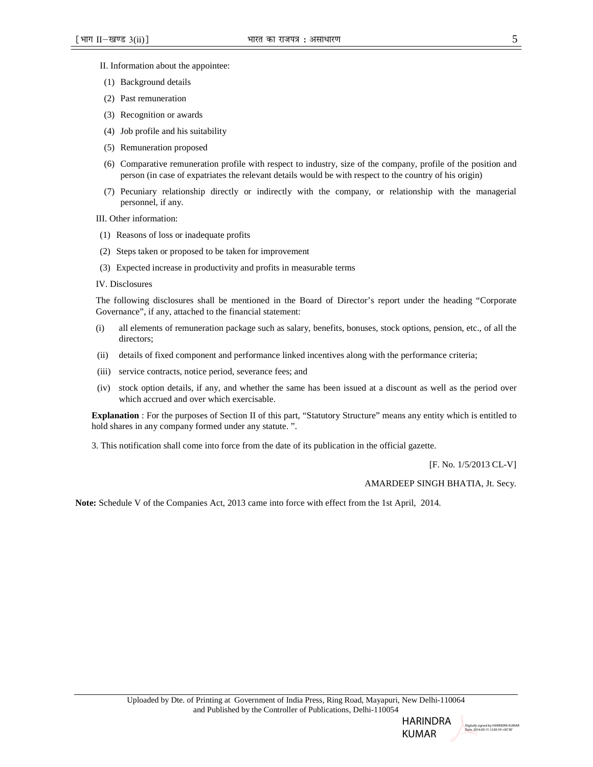II. Information about the appointee:

(1) Background details

(2) Past remuneration

(3) Recognition or awards

(4) Job profile and his suitability

(5) Remuneration proposed

(6) Comparative remuneration profile with respect to industry, size of the company, profile of the position and person (in case of expatriates the relevant details would be with respect to the country of his origin)

(7) Pecuniary relationship directly or indirectly with the company, or relationship with the managerial personnel, if any.

III. Other information:

(1) Reasons of loss or inadequate profits

(2) Steps taken or proposed to be taken for improvement

(3) Expected increase in productivity and profits in measurable terms

IV. Disclosures

The following disclosures shall be mentioned in the Board of Director's report under the heading "Corporate Governance", if any, attached to the financial statement:

(i) all elements of remuneration package such as salary, benefits, bonuses, stock options, pension, etc., of all the directors;

(ii) details of fixed component and performance linked incentives along with the performance criteria;

(iii) service contracts, notice period, severance fees; and

(iv) stock option details, if any, and whether the same has been issued at a discount as well as the period over which accrued and over which exercisable.

**Explanation** : For the purposes of Section II of this part, "Statutory Structure" means any entity which is entitled to hold shares in any company formed under any statute. ".

3. This notification shall come into force from the date of its publication in the official gazette.

[F. No. 1/5/2013 CL-V]

AMARDEEP SINGH BHATIA, Jt. Secy.

**Note:** Schedule V of the Companies Act, 2013 came into force with effect from the 1st April, 2014.

Uploaded by Dte. of Printing at Government of India Press, Ring Road, Mayapuri, New Delhi-110064 and Published by the Controller of Publications, Delhi-110054

HARINDRA KUMAR

Digitally signed by HARINDRA KUMAR Date: 2016.09.15 12:05:59 +05'30'